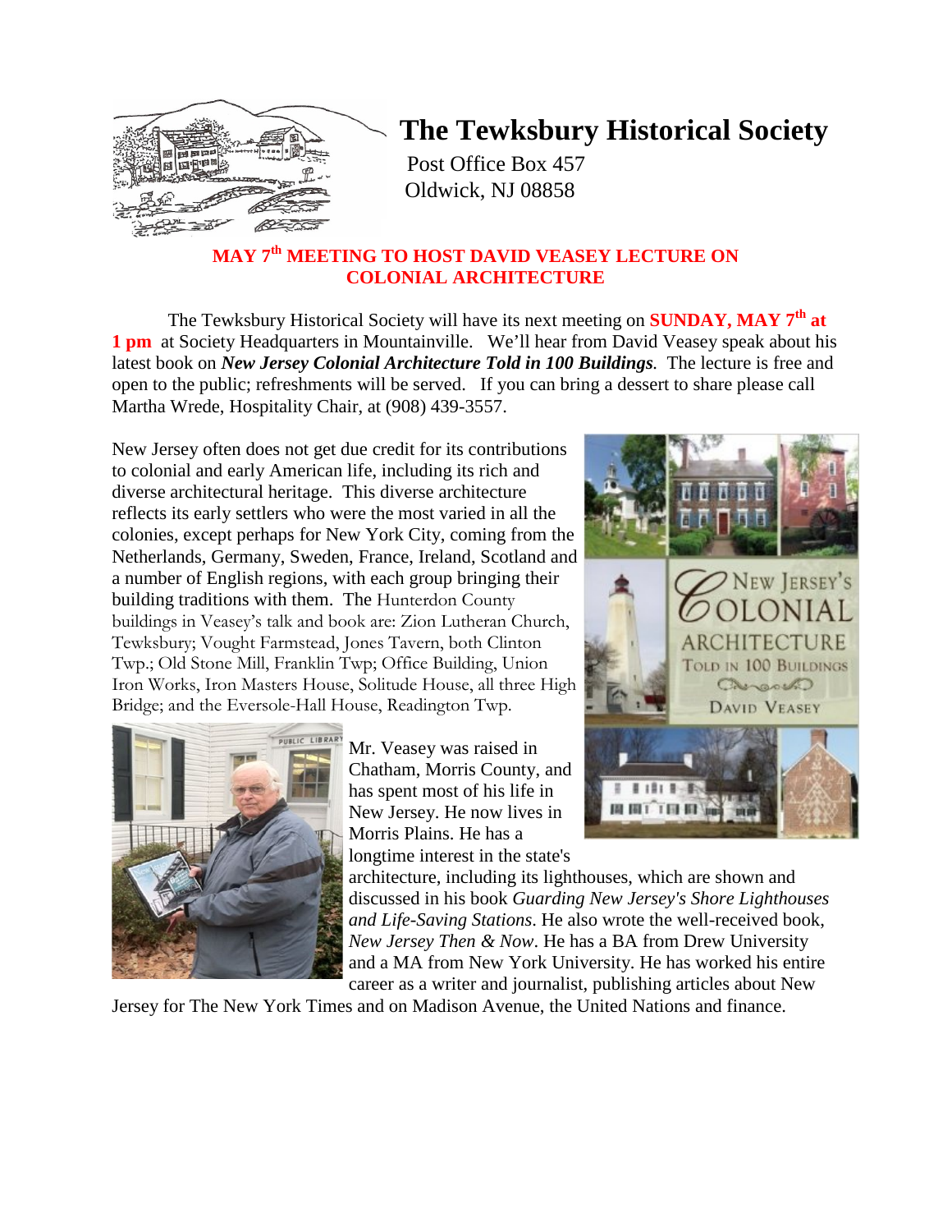# The Tewksbury Historical Society

Post Office Box 457
Oldwick, NJ 08858

## MAY 7th MEETING TO HOST DAVID VEASEY LECTURE ON COLONIAL ARCHITECTURE

The Tewksbury Historical Society will have its next meeting on **SUNDAY, MAY 7th at 1 pm** at Society Headquarters in Mountainville. We'll hear from David Veasey speak about his latest book on ***New Jersey Colonial Architecture Told in 100 Buildings***. The lecture is free and open to the public; refreshments will be served. If you can bring a dessert to share please call Martha Wrede, Hospitality Chair, at (908) 439-3557.

New Jersey often does not get due credit for its contributions to colonial and early American life, including its rich and diverse architectural heritage. This diverse architecture reflects its early settlers who were the most varied in all the colonies, except perhaps for New York City, coming from the Netherlands, Germany, Sweden, France, Ireland, Scotland and a number of English regions, with each group bringing their building traditions with them. The Hunterdon County buildings in Veasey's talk and book are: Zion Lutheran Church, Tewksbury; Vought Farmstead, Jones Tavern, both Clinton Twp.; Old Stone Mill, Franklin Twp; Office Building, Union Iron Works, Iron Masters House, Solitude House, all three High Bridge; and the Eversole-Hall House, Readington Twp.

Mr. Veasey was raised in Chatham, Morris County, and has spent most of his life in New Jersey. He now lives in Morris Plains. He has a longtime interest in the state's architecture, including its lighthouses, which are shown and discussed in his book *Guarding New Jersey's Shore Lighthouses and Life-Saving Stations*. He also wrote the well-received book, *New Jersey Then & Now*. He has a BA from Drew University and a MA from New York University. He has worked his entire career as a writer and journalist, publishing articles about New Jersey for The New York Times and on Madison Avenue, the United Nations and finance.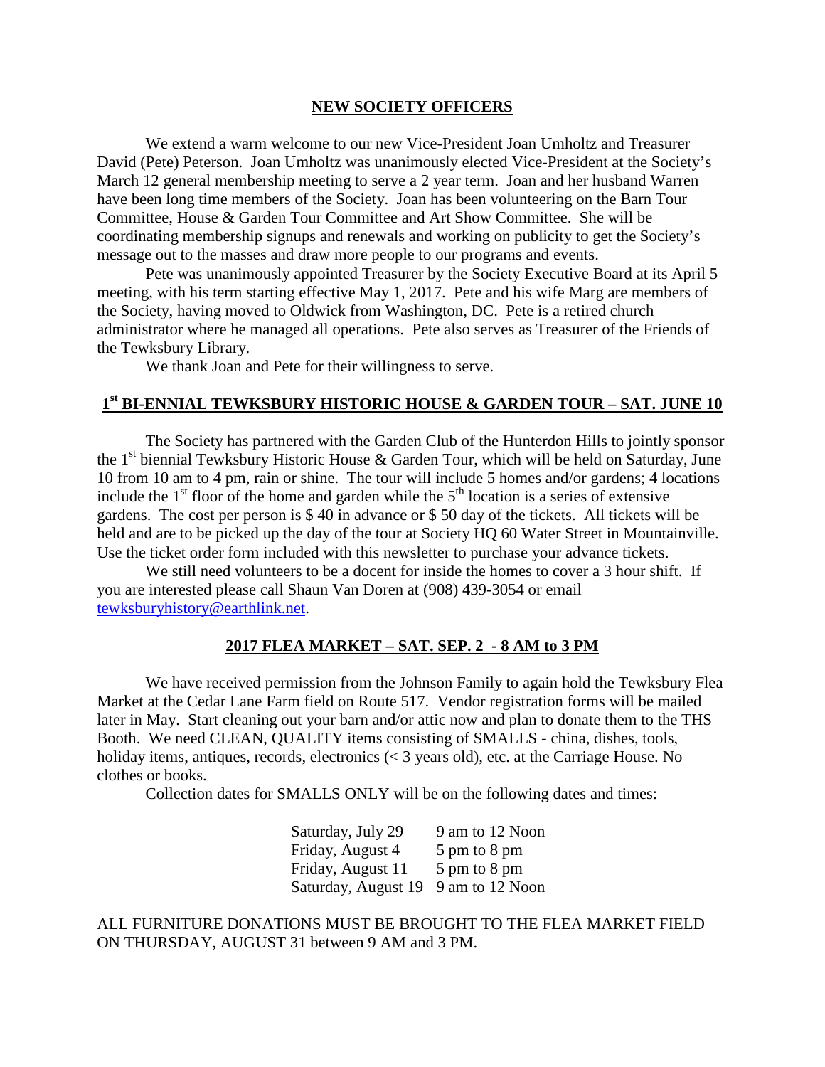## NEW SOCIETY OFFICERS

We extend a warm welcome to our new Vice-President Joan Umholtz and Treasurer David (Pete) Peterson. Joan Umholtz was unanimously elected Vice-President at the Society's March 12 general membership meeting to serve a 2 year term. Joan and her husband Warren have been long time members of the Society. Joan has been volunteering on the Barn Tour Committee, House & Garden Tour Committee and Art Show Committee. She will be coordinating membership signups and renewals and working on publicity to get the Society's message out to the masses and draw more people to our programs and events.

Pete was unanimously appointed Treasurer by the Society Executive Board at its April 5 meeting, with his term starting effective May 1, 2017. Pete and his wife Marg are members of the Society, having moved to Oldwick from Washington, DC. Pete is a retired church administrator where he managed all operations. Pete also serves as Treasurer of the Friends of the Tewksbury Library.

We thank Joan and Pete for their willingness to serve.

## 1st BI-ENNIAL TEWKSBURY HISTORIC HOUSE & GARDEN TOUR – SAT. JUNE 10

The Society has partnered with the Garden Club of the Hunterdon Hills to jointly sponsor the 1st biennial Tewksbury Historic House & Garden Tour, which will be held on Saturday, June 10 from 10 am to 4 pm, rain or shine. The tour will include 5 homes and/or gardens; 4 locations include the 1st floor of the home and garden while the 5th location is a series of extensive gardens. The cost per person is $ 40 in advance or $ 50 day of the tickets. All tickets will be held and are to be picked up the day of the tour at Society HQ 60 Water Street in Mountainville. Use the ticket order form included with this newsletter to purchase your advance tickets.

We still need volunteers to be a docent for inside the homes to cover a 3 hour shift. If you are interested please call Shaun Van Doren at (908) 439-3054 or email tewksburyhistory@earthlink.net.

## 2017 FLEA MARKET – SAT. SEP. 2 - 8 AM to 3 PM

We have received permission from the Johnson Family to again hold the Tewksbury Flea Market at the Cedar Lane Farm field on Route 517. Vendor registration forms will be mailed later in May. Start cleaning out your barn and/or attic now and plan to donate them to the THS Booth. We need CLEAN, QUALITY items consisting of SMALLS - china, dishes, tools, holiday items, antiques, records, electronics (< 3 years old), etc. at the Carriage House. No clothes or books.

Collection dates for SMALLS ONLY will be on the following dates and times:

| | |
|---|---|
| Saturday, July 29 | 9 am to 12 Noon |
| Friday, August 4 | 5 pm to 8 pm |
| Friday, August 11 | 5 pm to 8 pm |
| Saturday, August 19 | 9 am to 12 Noon |

ALL FURNITURE DONATIONS MUST BE BROUGHT TO THE FLEA MARKET FIELD ON THURSDAY, AUGUST 31 between 9 AM and 3 PM.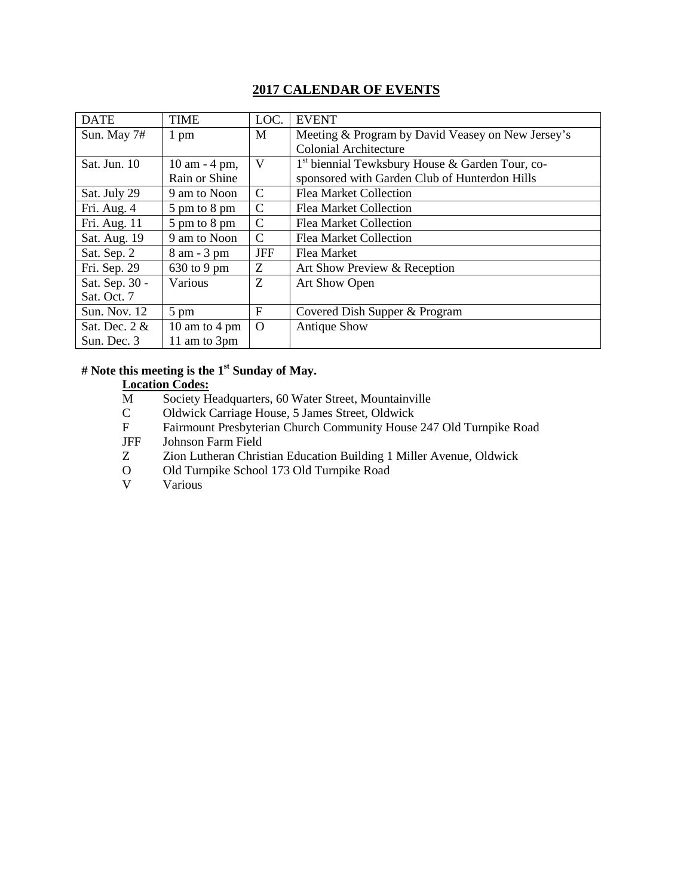## 2017 CALENDAR OF EVENTS

| DATE | TIME | LOC. | EVENT |
|---|---|---|---|
| Sun. May 7# | 1 pm | M | Meeting & Program by David Veasey on New Jersey's Colonial Architecture |
| Sat. Jun. 10 | 10 am - 4 pm, Rain or Shine | V | 1st biennial Tewksbury House & Garden Tour, co-sponsored with Garden Club of Hunterdon Hills |
| Sat. July 29 | 9 am to Noon | C | Flea Market Collection |
| Fri. Aug. 4 | 5 pm to 8 pm | C | Flea Market Collection |
| Fri. Aug. 11 | 5 pm to 8 pm | C | Flea Market Collection |
| Sat. Aug. 19 | 9 am to Noon | C | Flea Market Collection |
| Sat. Sep. 2 | 8 am - 3 pm | JFF | Flea Market |
| Fri. Sep. 29 | 630 to 9 pm | Z | Art Show Preview & Reception |
| Sat. Sep. 30 - Sat. Oct. 7 | Various | Z | Art Show Open |
| Sun. Nov. 12 | 5 pm | F | Covered Dish Supper & Program |
| Sat. Dec. 2 & Sun. Dec. 3 | 10 am to 4 pm 11 am to 3pm | O | Antique Show |

**# Note this meeting is the 1st Sunday of May.**

**Location Codes:**

- M Society Headquarters, 60 Water Street, Mountainville
- C Oldwick Carriage House, 5 James Street, Oldwick
- F Fairmount Presbyterian Church Community House 247 Old Turnpike Road
- JFF Johnson Farm Field
- Z Zion Lutheran Christian Education Building 1 Miller Avenue, Oldwick
- O Old Turnpike School 173 Old Turnpike Road
- V Various